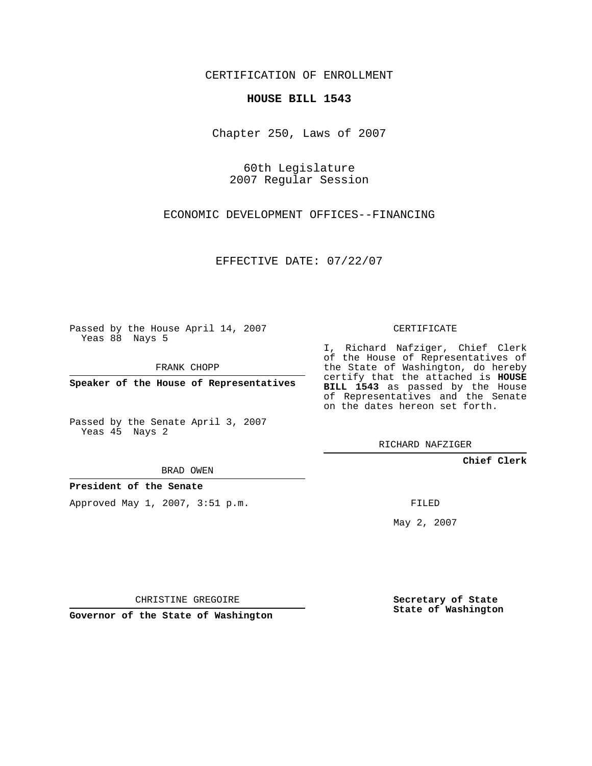CERTIFICATION OF ENROLLMENT

**HOUSE BILL 1543**

Chapter 250, Laws of 2007

60th Legislature
2007 Regular Session

ECONOMIC DEVELOPMENT OFFICES--FINANCING

EFFECTIVE DATE: 07/22/07

Passed by the House April 14, 2007
Yeas 88 Nays 5

FRANK CHOPP

**Speaker of the House of Representatives**

Passed by the Senate April 3, 2007
Yeas 45 Nays 2

BRAD OWEN

**President of the Senate**

Approved May 1, 2007, 3:51 p.m.

CHRISTINE GREGOIRE

**Governor of the State of Washington**

CERTIFICATE

I, Richard Nafziger, Chief Clerk of the House of Representatives of the State of Washington, do hereby certify that the attached is **HOUSE BILL 1543** as passed by the House of Representatives and the Senate on the dates hereon set forth.

RICHARD NAFZIGER

**Chief Clerk**

FILED

May 2, 2007

**Secretary of State**
**State of Washington**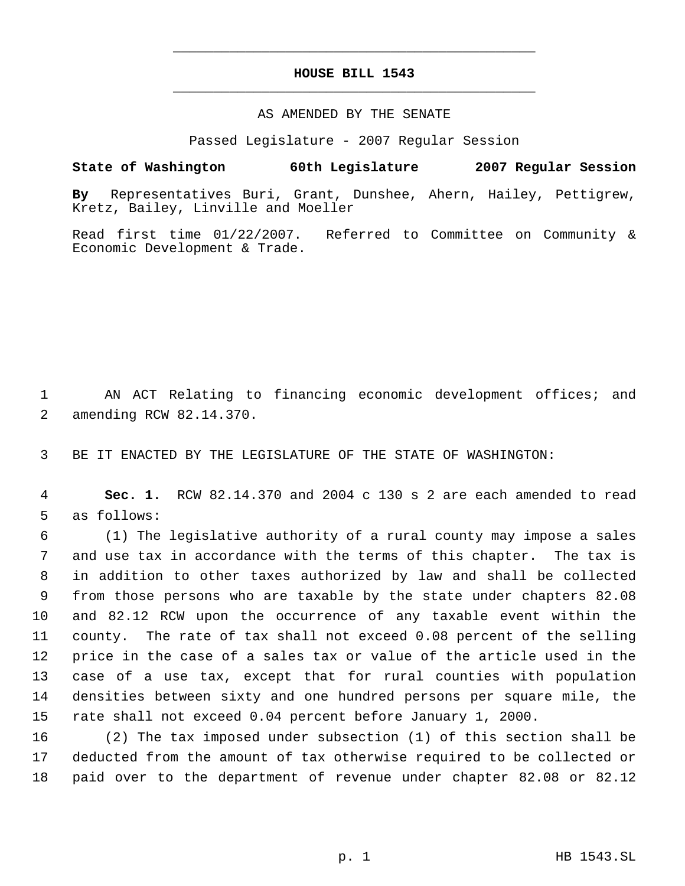# HOUSE BILL 1543

AS AMENDED BY THE SENATE

Passed Legislature - 2007 Regular Session

**State of Washington 60th Legislature 2007 Regular Session**

**By** Representatives Buri, Grant, Dunshee, Ahern, Hailey, Pettigrew, Kretz, Bailey, Linville and Moeller

Read first time 01/22/2007. Referred to Committee on Community & Economic Development & Trade.

1 AN ACT Relating to financing economic development offices; and
2 amending RCW 82.14.370.

3 BE IT ENACTED BY THE LEGISLATURE OF THE STATE OF WASHINGTON:

4 **Sec. 1.** RCW 82.14.370 and 2004 c 130 s 2 are each amended to read
5 as follows:

6 (1) The legislative authority of a rural county may impose a sales
7 and use tax in accordance with the terms of this chapter. The tax is
8 in addition to other taxes authorized by law and shall be collected
9 from those persons who are taxable by the state under chapters 82.08
10 and 82.12 RCW upon the occurrence of any taxable event within the
11 county. The rate of tax shall not exceed 0.08 percent of the selling
12 price in the case of a sales tax or value of the article used in the
13 case of a use tax, except that for rural counties with population
14 densities between sixty and one hundred persons per square mile, the
15 rate shall not exceed 0.04 percent before January 1, 2000.

16 (2) The tax imposed under subsection (1) of this section shall be
17 deducted from the amount of tax otherwise required to be collected or
18 paid over to the department of revenue under chapter 82.08 or 82.12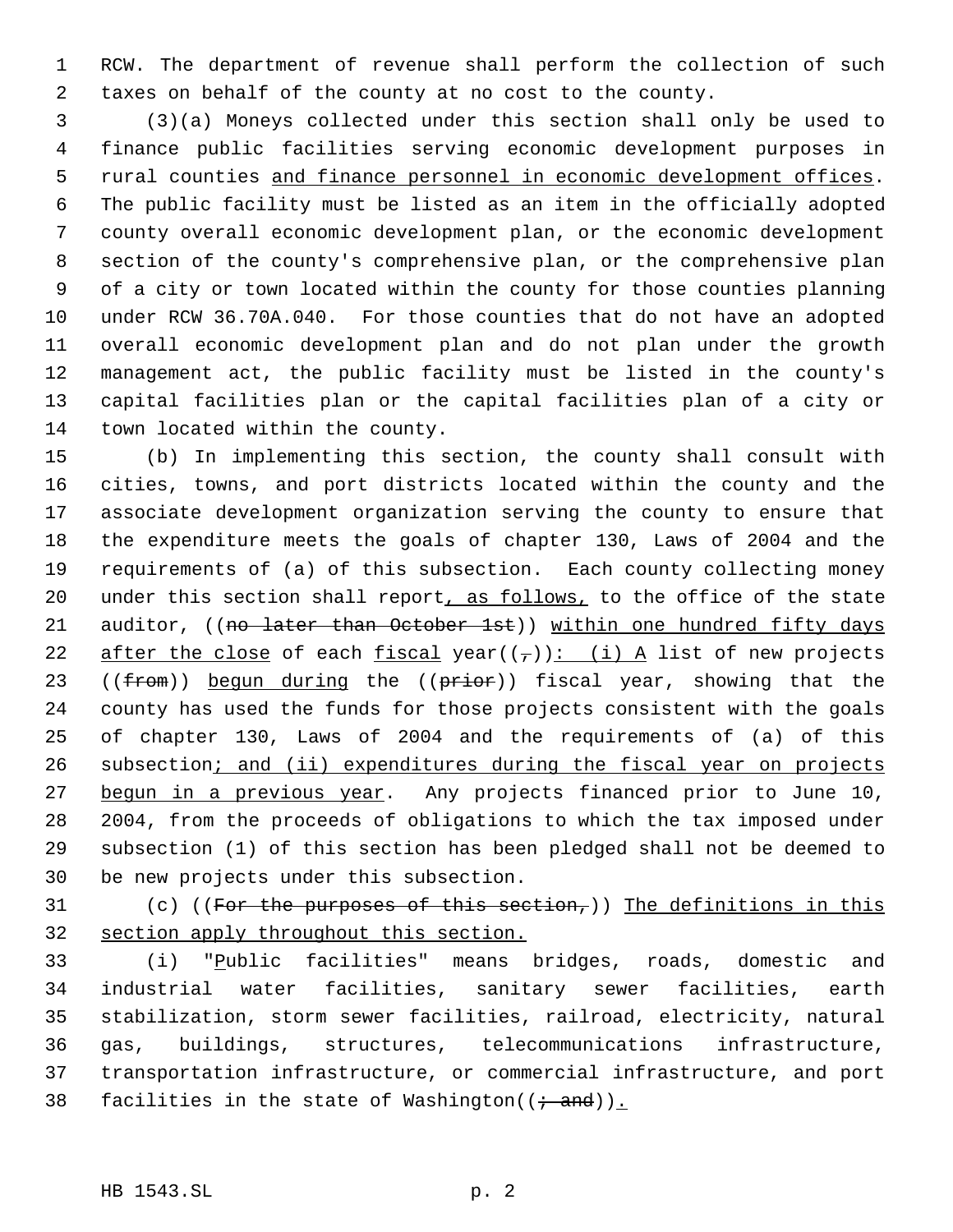RCW. The department of revenue shall perform the collection of such taxes on behalf of the county at no cost to the county.

(3)(a) Moneys collected under this section shall only be used to finance public facilities serving economic development purposes in rural counties <u>and finance personnel in economic development offices</u>. The public facility must be listed as an item in the officially adopted county overall economic development plan, or the economic development section of the county's comprehensive plan, or the comprehensive plan of a city or town located within the county for those counties planning under RCW 36.70A.040. For those counties that do not have an adopted overall economic development plan and do not plan under the growth management act, the public facility must be listed in the county's capital facilities plan or the capital facilities plan of a city or town located within the county.

(b) In implementing this section, the county shall consult with cities, towns, and port districts located within the county and the associate development organization serving the county to ensure that the expenditure meets the goals of chapter 130, Laws of 2004 and the requirements of (a) of this subsection. Each county collecting money under this section shall report<u>, as follows,</u> to the office of the state auditor, ((~~no later than October 1st~~)) <u>within one hundred fifty days after the close</u> of each <u>fiscal</u> year((~~,~~))<u>: (i) A</u> list of new projects ((~~from~~)) <u>begun during</u> the ((~~prior~~)) fiscal year, showing that the county has used the funds for those projects consistent with the goals of chapter 130, Laws of 2004 and the requirements of (a) of this subsection<u>; and (ii) expenditures during the fiscal year on projects begun in a previous year</u>. Any projects financed prior to June 10, 2004, from the proceeds of obligations to which the tax imposed under subsection (1) of this section has been pledged shall not be deemed to be new projects under this subsection.

(c) ((~~For the purposes of this section,~~)) <u>The definitions in this section apply throughout this section.</u>

(i) "<u>P</u>ublic facilities" means bridges, roads, domestic and industrial water facilities, sanitary sewer facilities, earth stabilization, storm sewer facilities, railroad, electricity, natural gas, buildings, structures, telecommunications infrastructure, transportation infrastructure, or commercial infrastructure, and port facilities in the state of Washington((~~; and~~))<u>.</u>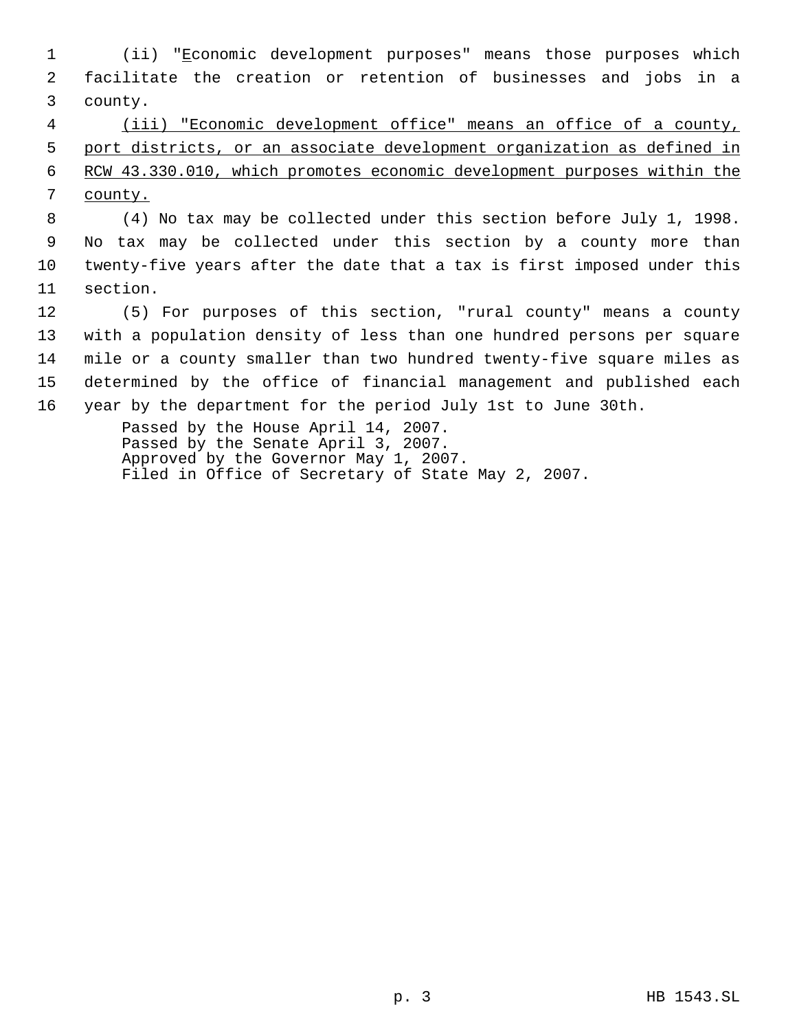(ii) "Economic development purposes" means those purposes which facilitate the creation or retention of businesses and jobs in a county.

(iii) "Economic development office" means an office of a county, port districts, or an associate development organization as defined in RCW 43.330.010, which promotes economic development purposes within the county.

(4) No tax may be collected under this section before July 1, 1998. No tax may be collected under this section by a county more than twenty-five years after the date that a tax is first imposed under this section.

(5) For purposes of this section, "rural county" means a county with a population density of less than one hundred persons per square mile or a county smaller than two hundred twenty-five square miles as determined by the office of financial management and published each year by the department for the period July 1st to June 30th.

Passed by the House April 14, 2007.
Passed by the Senate April 3, 2007.
Approved by the Governor May 1, 2007.
Filed in Office of Secretary of State May 2, 2007.